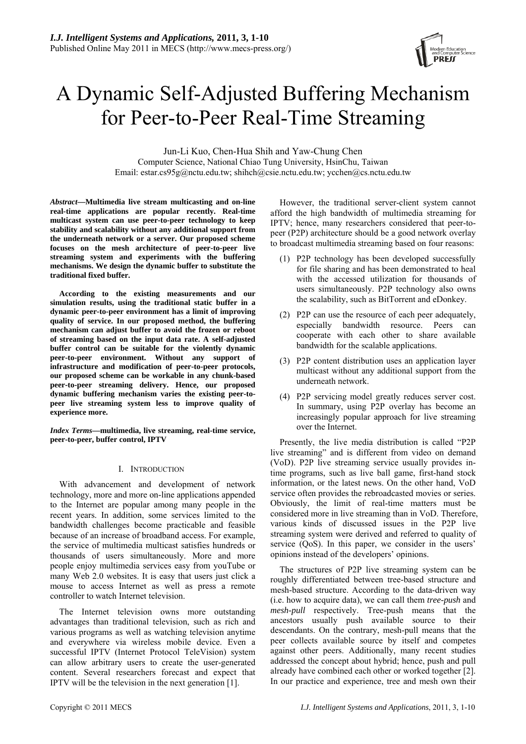# A Dynamic Self-Adjusted Buffering Mechanism for Peer-to-Peer Real-Time Streaming

Jun-Li Kuo, Chen-Hua Shih and Yaw-Chung Chen
Computer Science, National Chiao Tung University, HsinChu, Taiwan
Email: estar.cs95g@nctu.edu.tw; shihch@csie.nctu.edu.tw; ycchen@cs.nctu.edu.tw

***Abstract*—Multimedia live stream multicasting and on-line real-time applications are popular recently. Real-time multicast system can use peer-to-peer technology to keep stability and scalability without any additional support from the underneath network or a server. Our proposed scheme focuses on the mesh architecture of peer-to-peer live streaming system and experiments with the buffering mechanisms. We design the dynamic buffer to substitute the traditional fixed buffer.**

**According to the existing measurements and our simulation results, using the traditional static buffer in a dynamic peer-to-peer environment has a limit of improving quality of service. In our proposed method, the buffering mechanism can adjust buffer to avoid the frozen or reboot of streaming based on the input data rate. A self-adjusted buffer control can be suitable for the violently dynamic peer-to-peer environment. Without any support of infrastructure and modification of peer-to-peer protocols, our proposed scheme can be workable in any chunk-based peer-to-peer streaming delivery. Hence, our proposed dynamic buffering mechanism varies the existing peer-to-peer live streaming system less to improve quality of experience more.**

***Index Terms*—multimedia, live streaming, real-time service, peer-to-peer, buffer control, IPTV**

## I. Introduction

With advancement and development of network technology, more and more on-line applications appended to the Internet are popular among many people in the recent years. In addition, some services limited to the bandwidth challenges become practicable and feasible because of an increase of broadband access. For example, the service of multimedia multicast satisfies hundreds or thousands of users simultaneously. More and more people enjoy multimedia services easy from youTube or many Web 2.0 websites. It is easy that users just click a mouse to access Internet as well as press a remote controller to watch Internet television.

The Internet television owns more outstanding advantages than traditional television, such as rich and various programs as well as watching television anytime and everywhere via wireless mobile device. Even a successful IPTV (Internet Protocol TeleVision) system can allow arbitrary users to create the user-generated content. Several researchers forecast and expect that IPTV will be the television in the next generation [1].

However, the traditional server-client system cannot afford the high bandwidth of multimedia streaming for IPTV; hence, many researchers considered that peer-to-peer (P2P) architecture should be a good network overlay to broadcast multimedia streaming based on four reasons:

(1) P2P technology has been developed successfully for file sharing and has been demonstrated to heal with the accessed utilization for thousands of users simultaneously. P2P technology also owns the scalability, such as BitTorrent and eDonkey.

(2) P2P can use the resource of each peer adequately, especially bandwidth resource. Peers can cooperate with each other to share available bandwidth for the scalable applications.

(3) P2P content distribution uses an application layer multicast without any additional support from the underneath network.

(4) P2P servicing model greatly reduces server cost. In summary, using P2P overlay has become an increasingly popular approach for live streaming over the Internet.

Presently, the live media distribution is called "P2P live streaming" and is different from video on demand (VoD). P2P live streaming service usually provides in-time programs, such as live ball game, first-hand stock information, or the latest news. On the other hand, VoD service often provides the rebroadcasted movies or series. Obviously, the limit of real-time matters must be considered more in live streaming than in VoD. Therefore, various kinds of discussed issues in the P2P live streaming system were derived and referred to quality of service (QoS). In this paper, we consider in the users' opinions instead of the developers' opinions.

The structures of P2P live streaming system can be roughly differentiated between tree-based structure and mesh-based structure. According to the data-driven way (i.e. how to acquire data), we can call them *tree-push* and *mesh-pull* respectively. Tree-push means that the ancestors usually push available source to their descendants. On the contrary, mesh-pull means that the peer collects available source by itself and competes against other peers. Additionally, many recent studies addressed the concept about hybrid; hence, push and pull already have combined each other or worked together [2]. In our practice and experience, tree and mesh own their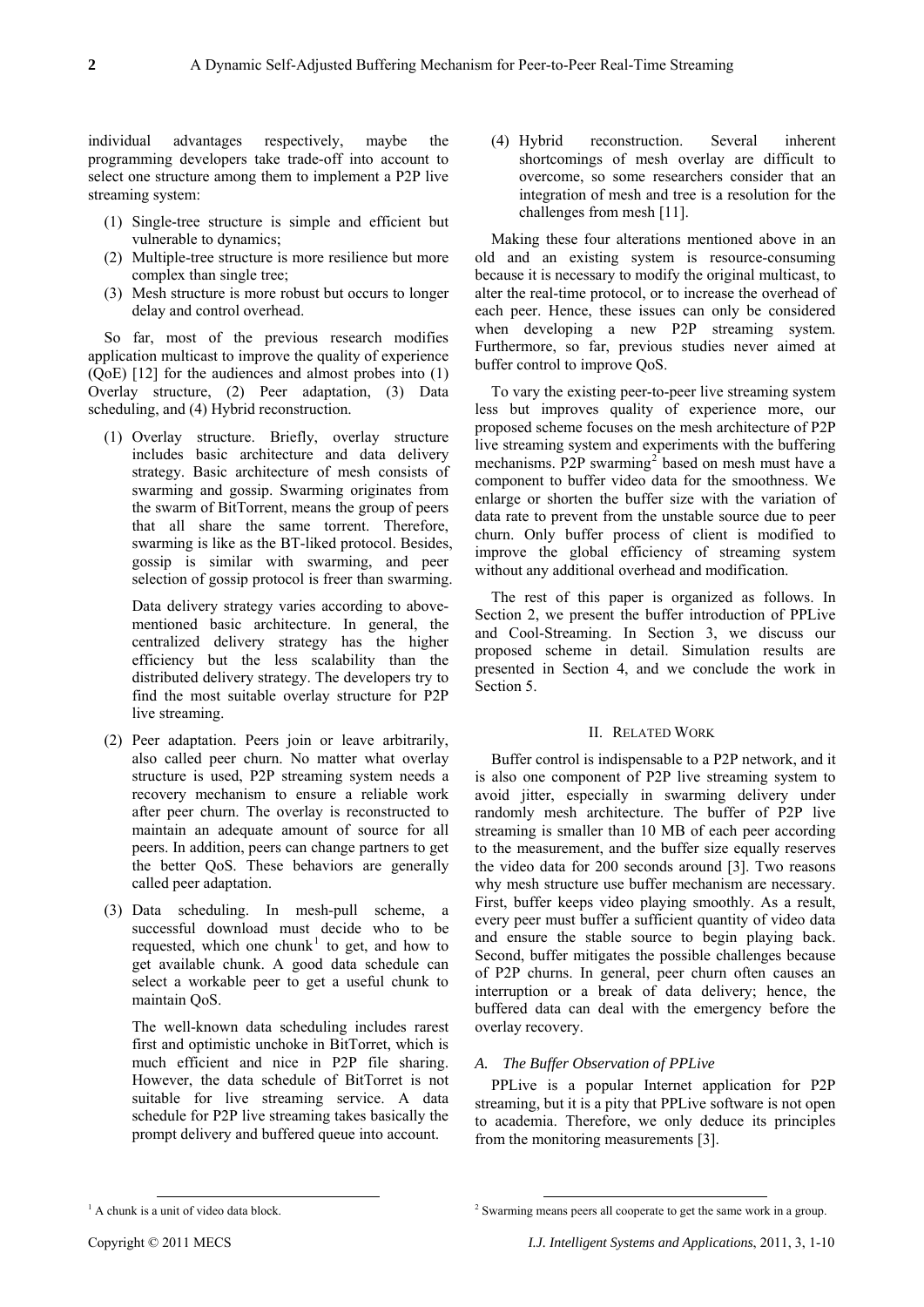individual advantages respectively, maybe the programming developers take trade-off into account to select one structure among them to implement a P2P live streaming system:

(1) Single-tree structure is simple and efficient but vulnerable to dynamics;
(2) Multiple-tree structure is more resilience but more complex than single tree;
(3) Mesh structure is more robust but occurs to longer delay and control overhead.

So far, most of the previous research modifies application multicast to improve the quality of experience (QoE) [12] for the audiences and almost probes into (1) Overlay structure, (2) Peer adaptation, (3) Data scheduling, and (4) Hybrid reconstruction.

(1) Overlay structure. Briefly, overlay structure includes basic architecture and data delivery strategy. Basic architecture of mesh consists of swarming and gossip. Swarming originates from the swarm of BitTorrent, means the group of peers that all share the same torrent. Therefore, swarming is like as the BT-liked protocol. Besides, gossip is similar with swarming, and peer selection of gossip protocol is freer than swarming.

    Data delivery strategy varies according to above-mentioned basic architecture. In general, the centralized delivery strategy has the higher efficiency but the less scalability than the distributed delivery strategy. The developers try to find the most suitable overlay structure for P2P live streaming.

(2) Peer adaptation. Peers join or leave arbitrarily, also called peer churn. No matter what overlay structure is used, P2P streaming system needs a recovery mechanism to ensure a reliable work after peer churn. The overlay is reconstructed to maintain an adequate amount of source for all peers. In addition, peers can change partners to get the better QoS. These behaviors are generally called peer adaptation.

(3) Data scheduling. In mesh-pull scheme, a successful download must decide who to be requested, which one chunk[1] to get, and how to get available chunk. A good data schedule can select a workable peer to get a useful chunk to maintain QoS.

    The well-known data scheduling includes rarest first and optimistic unchoke in BitTorret, which is much efficient and nice in P2P file sharing. However, the data schedule of BitTorret is not suitable for live streaming service. A data schedule for P2P live streaming takes basically the prompt delivery and buffered queue into account.

(4) Hybrid reconstruction. Several inherent shortcomings of mesh overlay are difficult to overcome, so some researchers consider that an integration of mesh and tree is a resolution for the challenges from mesh [11].

Making these four alterations mentioned above in an old and an existing system is resource-consuming because it is necessary to modify the original multicast, to alter the real-time protocol, or to increase the overhead of each peer. Hence, these issues can only be considered when developing a new P2P streaming system. Furthermore, so far, previous studies never aimed at buffer control to improve QoS.

To vary the existing peer-to-peer live streaming system less but improves quality of experience more, our proposed scheme focuses on the mesh architecture of P2P live streaming system and experiments with the buffering mechanisms. P2P swarming[2] based on mesh must have a component to buffer video data for the smoothness. We enlarge or shorten the buffer size with the variation of data rate to prevent from the unstable source due to peer churn. Only buffer process of client is modified to improve the global efficiency of streaming system without any additional overhead and modification.

The rest of this paper is organized as follows. In Section 2, we present the buffer introduction of PPLive and Cool-Streaming. In Section 3, we discuss our proposed scheme in detail. Simulation results are presented in Section 4, and we conclude the work in Section 5.

## II. Related Work

Buffer control is indispensable to a P2P network, and it is also one component of P2P live streaming system to avoid jitter, especially in swarming delivery under randomly mesh architecture. The buffer of P2P live streaming is smaller than 10 MB of each peer according to the measurement, and the buffer size equally reserves the video data for 200 seconds around [3]. Two reasons why mesh structure use buffer mechanism are necessary. First, buffer keeps video playing smoothly. As a result, every peer must buffer a sufficient quantity of video data and ensure the stable source to begin playing back. Second, buffer mitigates the possible challenges because of P2P churns. In general, peer churn often causes an interruption or a break of data delivery; hence, the buffered data can deal with the emergency before the overlay recovery.

### *A. The Buffer Observation of PPLive*

PPLive is a popular Internet application for P2P streaming, but it is a pity that PPLive software is not open to academia. Therefore, we only deduce its principles from the monitoring measurements [3].

---

[1] A chunk is a unit of video data block.

[2] Swarming means peers all cooperate to get the same work in a group.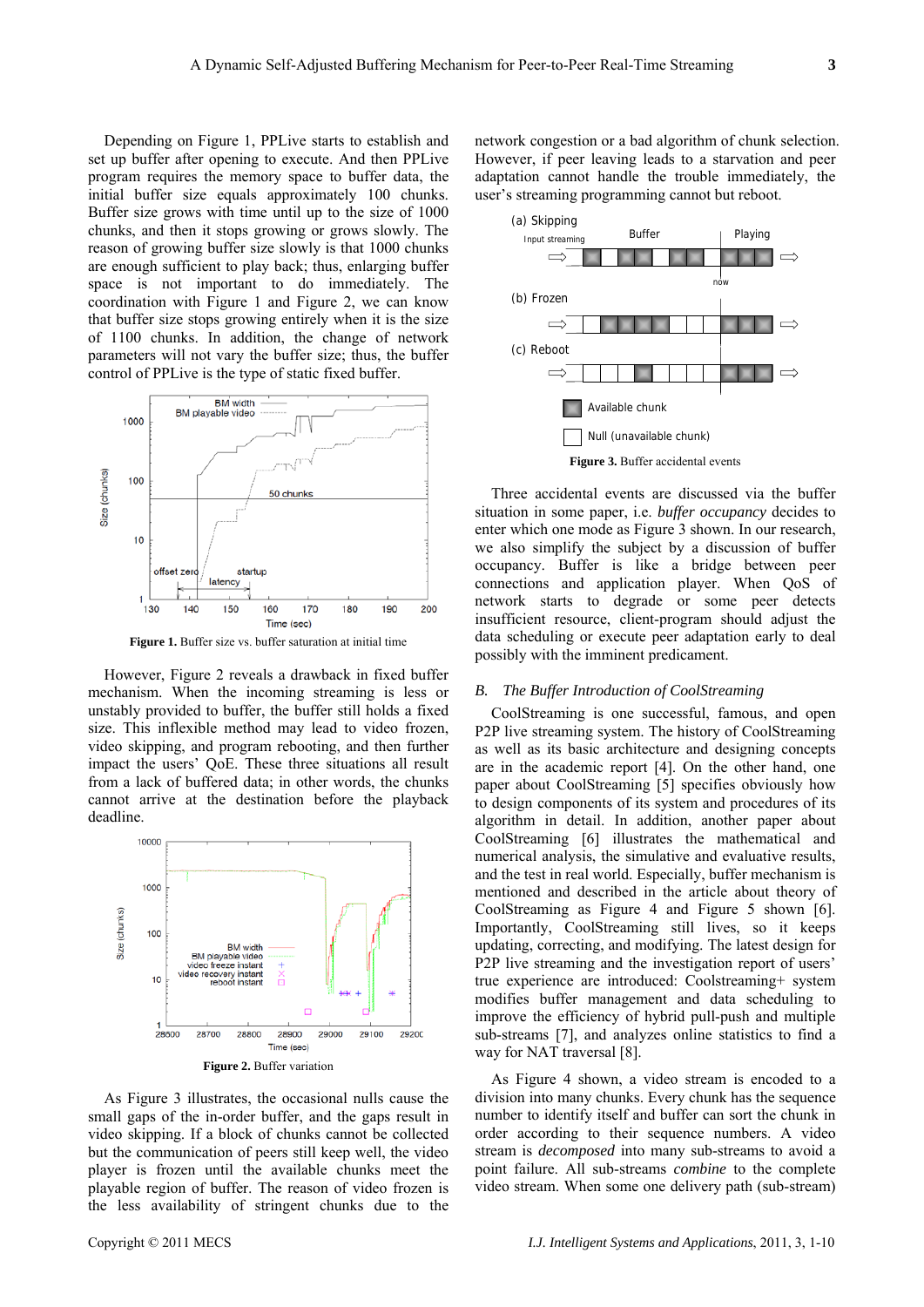Depending on Figure 1, PPLive starts to establish and set up buffer after opening to execute. And then PPLive program requires the memory space to buffer data, the initial buffer size equals approximately 100 chunks. Buffer size grows with time until up to the size of 1000 chunks, and then it stops growing or grows slowly. The reason of growing buffer size slowly is that 1000 chunks are enough sufficient to play back; thus, enlarging buffer space is not important to do immediately. The coordination with Figure 1 and Figure 2, we can know that buffer size stops growing entirely when it is the size of 1100 chunks. In addition, the change of network parameters will not vary the buffer size; thus, the buffer control of PPLive is the type of static fixed buffer.

BM width
BM playable video
1000
100
10
1
Size (chunks)
50 chunks
offset zero
startup
latency
130 140 150 160 170 180 190 200
Time (sec)

**Figure 1.** Buffer size vs. buffer saturation at initial time

However, Figure 2 reveals a drawback in fixed buffer mechanism. When the incoming streaming is less or unstably provided to buffer, the buffer still holds a fixed size. This inflexible method may lead to video frozen, video skipping, and program rebooting, and then further impact the users' QoE. These three situations all result from a lack of buffered data; in other words, the chunks cannot arrive at the destination before the playback deadline.

10000
1000
100
10
1
Size (chunks)
BM width
BM playable video
video freeze instant
video recovery instant
reboot instant
28600 28700 28800 28900 29000 29100 29200
Time (sec)

**Figure 2.** Buffer variation

As Figure 3 illustrates, the occasional nulls cause the small gaps of the in-order buffer, and the gaps result in video skipping. If a block of chunks cannot be collected but the communication of peers still keep well, the video player is frozen until the available chunks meet the playable region of buffer. The reason of video frozen is the less availability of stringent chunks due to the network congestion or a bad algorithm of chunk selection. However, if peer leaving leads to a starvation and peer adaptation cannot handle the trouble immediately, the user's streaming programming cannot but reboot.

(a) Skipping
Input streaming
Buffer
Playing
now
(b) Frozen
(c) Reboot
Available chunk
Null (unavailable chunk)

**Figure 3.** Buffer accidental events

Three accidental events are discussed via the buffer situation in some paper, i.e. *buffer occupancy* decides to enter which one mode as Figure 3 shown. In our research, we also simplify the subject by a discussion of buffer occupancy. Buffer is like a bridge between peer connections and application player. When QoS of network starts to degrade or some peer detects insufficient resource, client-program should adjust the data scheduling or execute peer adaptation early to deal possibly with the imminent predicament.

### *B. The Buffer Introduction of CoolStreaming*

CoolStreaming is one successful, famous, and open P2P live streaming system. The history of CoolStreaming as well as its basic architecture and designing concepts are in the academic report [4]. On the other hand, one paper about CoolStreaming [5] specifies obviously how to design components of its system and procedures of its algorithm in detail. In addition, another paper about CoolStreaming [6] illustrates the mathematical and numerical analysis, the simulative and evaluative results, and the test in real world. Especially, buffer mechanism is mentioned and described in the article about theory of CoolStreaming as Figure 4 and Figure 5 shown [6]. Importantly, CoolStreaming still lives, so it keeps updating, correcting, and modifying. The latest design for P2P live streaming and the investigation report of users' true experience are introduced: Coolstreaming+ system modifies buffer management and data scheduling to improve the efficiency of hybrid pull-push and multiple sub-streams [7], and analyzes online statistics to find a way for NAT traversal [8].

As Figure 4 shown, a video stream is encoded to a division into many chunks. Every chunk has the sequence number to identify itself and buffer can sort the chunk in order according to their sequence numbers. A video stream is *decomposed* into many sub-streams to avoid a point failure. All sub-streams *combine* to the complete video stream. When some one delivery path (sub-stream)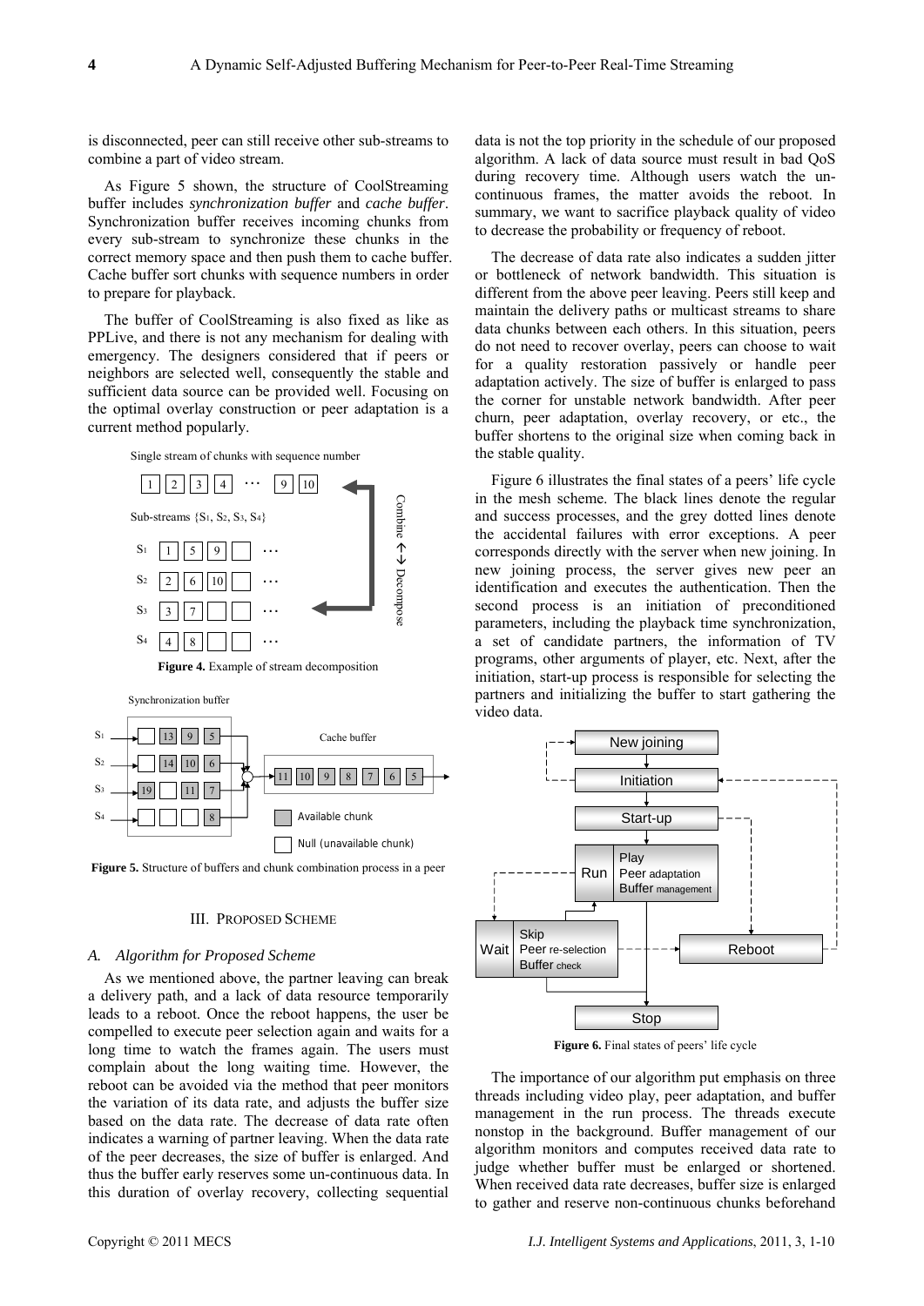is disconnected, peer can still receive other sub-streams to combine a part of video stream.

As Figure 5 shown, the structure of CoolStreaming buffer includes *synchronization buffer* and *cache buffer*. Synchronization buffer receives incoming chunks from every sub-stream to synchronize these chunks in the correct memory space and then push them to cache buffer. Cache buffer sort chunks with sequence numbers in order to prepare for playback.

The buffer of CoolStreaming is also fixed as like as PPLive, and there is not any mechanism for dealing with emergency. The designers considered that if peers or neighbors are selected well, consequently the stable and sufficient data source can be provided well. Focusing on the optimal overlay construction or peer adaptation is a current method popularly.

Single stream of chunks with sequence number

1 2 3 4 ⋯ 9 10

Sub-streams {S1, S2, S3, S4}

S1 1 5 9 ⋯

S2 2 6 10 ⋯

S3 3 7 ⋯

S4 4 8 ⋯

Combine ←→ Decompose

**Figure 4.** Example of stream decomposition

Synchronization buffer

S1 13 9 5

S2 14 10 6

S3 19 11 7

S4 8

Cache buffer

11 10 9 8 7 6 5

Available chunk

Null (unavailable chunk)

**Figure 5.** Structure of buffers and chunk combination process in a peer

## III. Proposed Scheme

### *A. Algorithm for Proposed Scheme*

As we mentioned above, the partner leaving can break a delivery path, and a lack of data resource temporarily leads to a reboot. Once the reboot happens, the user be compelled to execute peer selection again and waits for a long time to watch the frames again. The users must complain about the long waiting time. However, the reboot can be avoided via the method that peer monitors the variation of its data rate, and adjusts the buffer size based on the data rate. The decrease of data rate often indicates a warning of partner leaving. When the data rate of the peer decreases, the size of buffer is enlarged. And thus the buffer early reserves some un-continuous data. In this duration of overlay recovery, collecting sequential data is not the top priority in the schedule of our proposed algorithm. A lack of data source must result in bad QoS during recovery time. Although users watch the un-continuous frames, the matter avoids the reboot. In summary, we want to sacrifice playback quality of video to decrease the probability or frequency of reboot.

The decrease of data rate also indicates a sudden jitter or bottleneck of network bandwidth. This situation is different from the above peer leaving. Peers still keep and maintain the delivery paths or multicast streams to share data chunks between each others. In this situation, peers do not need to recover overlay, peers can choose to wait for a quality restoration passively or handle peer adaptation actively. The size of buffer is enlarged to pass the corner for unstable network bandwidth. After peer churn, peer adaptation, overlay recovery, or etc., the buffer shortens to the original size when coming back in the stable quality.

Figure 6 illustrates the final states of a peers' life cycle in the mesh scheme. The black lines denote the regular and success processes, and the grey dotted lines denote the accidental failures with error exceptions. A peer corresponds directly with the server when new joining. In new joining process, the server gives new peer an identification and executes the authentication. Then the second process is an initiation of preconditioned parameters, including the playback time synchronization, a set of candidate partners, the information of TV programs, other arguments of player, etc. Next, after the initiation, start-up process is responsible for selecting the partners and initializing the buffer to start gathering the video data.

New joining

Initiation

Start-up

Run | Play, Peer adaptation, Buffer management

Wait | Skip, Peer re-selection, Buffer check

Reboot

Stop

**Figure 6.** Final states of peers' life cycle

The importance of our algorithm put emphasis on three threads including video play, peer adaptation, and buffer management in the run process. The threads execute nonstop in the background. Buffer management of our algorithm monitors and computes received data rate to judge whether buffer must be enlarged or shortened. When received data rate decreases, buffer size is enlarged to gather and reserve non-continuous chunks beforehand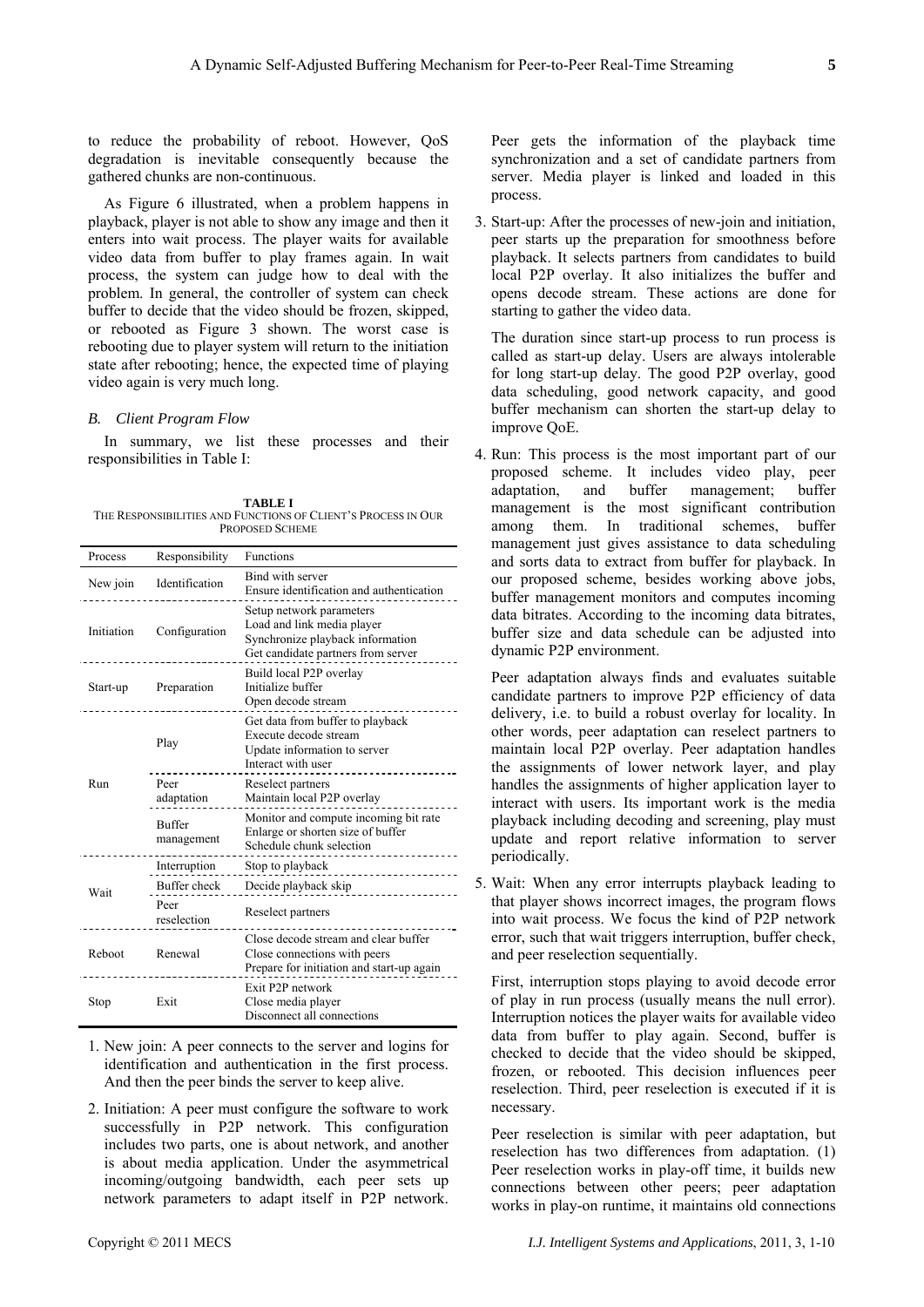to reduce the probability of reboot. However, QoS degradation is inevitable consequently because the gathered chunks are non-continuous.

As Figure 6 illustrated, when a problem happens in playback, player is not able to show any image and then it enters into wait process. The player waits for available video data from buffer to play frames again. In wait process, the system can judge how to deal with the problem. In general, the controller of system can check buffer to decide that the video should be frozen, skipped, or rebooted as Figure 3 shown. The worst case is rebooting due to player system will return to the initiation state after rebooting; hence, the expected time of playing video again is very much long.

### *B. Client Program Flow*

In summary, we list these processes and their responsibilities in Table I:

**TABLE I**
THE RESPONSIBILITIES AND FUNCTIONS OF CLIENT'S PROCESS IN OUR PROPOSED SCHEME

| Process | Responsibility | Functions |
|---|---|---|
| New join | Identification | Bind with server<br>Ensure identification and authentication |
| Initiation | Configuration | Setup network parameters<br>Load and link media player<br>Synchronize playback information<br>Get candidate partners from server |
| Start-up | Preparation | Build local P2P overlay<br>Initialize buffer<br>Open decode stream |
| Run | Play | Get data from buffer to playback<br>Execute decode stream<br>Update information to server<br>Interact with user |
| | Peer adaptation | Reselect partners<br>Maintain local P2P overlay |
| | Buffer management | Monitor and compute incoming bit rate<br>Enlarge or shorten size of buffer<br>Schedule chunk selection |
| Wait | Interruption | Stop to playback |
| | Buffer check | Decide playback skip |
| | Peer reselection | Reselect partners |
| Reboot | Renewal | Close decode stream and clear buffer<br>Close connections with peers<br>Prepare for initiation and start-up again |
| Stop | Exit | Exit P2P network<br>Close media player<br>Disconnect all connections |

1. New join: A peer connects to the server and logins for identification and authentication in the first process. And then the peer binds the server to keep alive.

2. Initiation: A peer must configure the software to work successfully in P2P network. This configuration includes two parts, one is about network, and another is about media application. Under the asymmetrical incoming/outgoing bandwidth, each peer sets up network parameters to adapt itself in P2P network. Peer gets the information of the playback time synchronization and a set of candidate partners from server. Media player is linked and loaded in this process.

3. Start-up: After the processes of new-join and initiation, peer starts up the preparation for smoothness before playback. It selects partners from candidates to build local P2P overlay. It also initializes the buffer and opens decode stream. These actions are done for starting to gather the video data.

   The duration since start-up process to run process is called as start-up delay. Users are always intolerable for long start-up delay. The good P2P overlay, good data scheduling, good network capacity, and good buffer mechanism can shorten the start-up delay to improve QoE.

4. Run: This process is the most important part of our proposed scheme. It includes video play, peer adaptation, and buffer management; buffer management is the most significant contribution among them. In traditional schemes, buffer management just gives assistance to data scheduling and sorts data to extract from buffer for playback. In our proposed scheme, besides working above jobs, buffer management monitors and computes incoming data bitrates. According to the incoming data bitrates, buffer size and data schedule can be adjusted into dynamic P2P environment.

   Peer adaptation always finds and evaluates suitable candidate partners to improve P2P efficiency of data delivery, i.e. to build a robust overlay for locality. In other words, peer adaptation can reselect partners to maintain local P2P overlay. Peer adaptation handles the assignments of lower network layer, and play handles the assignments of higher application layer to interact with users. Its important work is the media playback including decoding and screening, play must update and report relative information to server periodically.

5. Wait: When any error interrupts playback leading to that player shows incorrect images, the program flows into wait process. We focus the kind of P2P network error, such that wait triggers interruption, buffer check, and peer reselection sequentially.

   First, interruption stops playing to avoid decode error of play in run process (usually means the null error). Interruption notices the player waits for available video data from buffer to play again. Second, buffer is checked to decide that the video should be skipped, frozen, or rebooted. This decision influences peer reselection. Third, peer reselection is executed if it is necessary.

   Peer reselection is similar with peer adaptation, but reselection has two differences from adaptation. (1) Peer reselection works in play-off time, it builds new connections between other peers; peer adaptation works in play-on runtime, it maintains old connections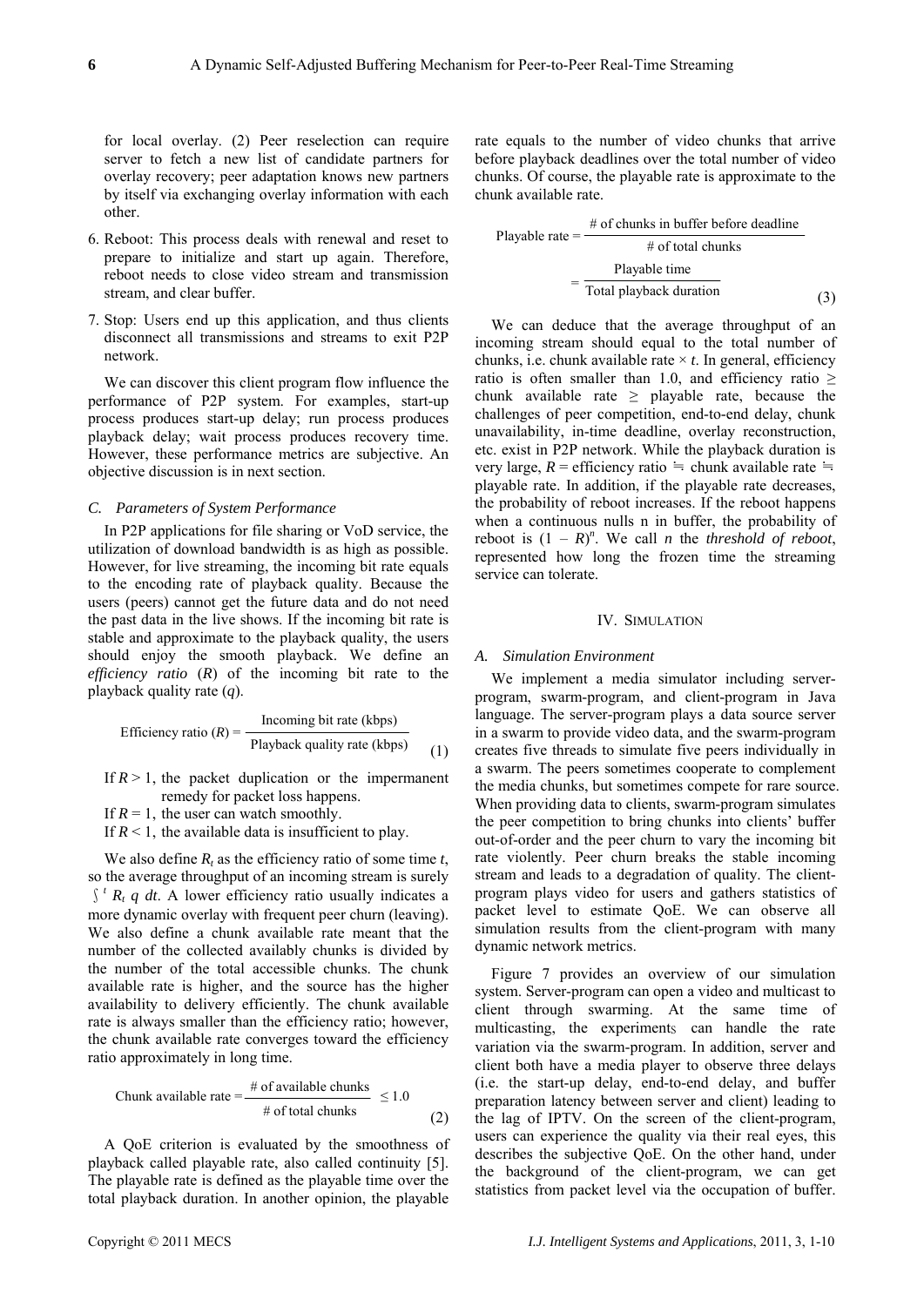for local overlay. (2) Peer reselection can require server to fetch a new list of candidate partners for overlay recovery; peer adaptation knows new partners by itself via exchanging overlay information with each other.

6. Reboot: This process deals with renewal and reset to prepare to initialize and start up again. Therefore, reboot needs to close video stream and transmission stream, and clear buffer.
7. Stop: Users end up this application, and thus clients disconnect all transmissions and streams to exit P2P network.

We can discover this client program flow influence the performance of P2P system. For examples, start-up process produces start-up delay; run process produces playback delay; wait process produces recovery time. However, these performance metrics are subjective. An objective discussion is in next section.

### *C. Parameters of System Performance*

In P2P applications for file sharing or VoD service, the utilization of download bandwidth is as high as possible. However, for live streaming, the incoming bit rate equals to the encoding rate of playback quality. Because the users (peers) cannot get the future data and do not need the past data in the live shows. If the incoming bit rate is stable and approximate to the playback quality, the users should enjoy the smooth playback. We define an *efficiency ratio* ($R$) of the incoming bit rate to the playback quality rate ($q$).

$$\text{Efficiency ratio } (R) = \frac{\text{Incoming bit rate (kbps)}}{\text{Playback quality rate (kbps)}} \quad (1)$$

If $R > 1$, the packet duplication or the impermanent remedy for packet loss happens.
If $R = 1$, the user can watch smoothly.
If $R < 1$, the available data is insufficient to play.

We also define $R_t$ as the efficiency ratio of some time $t$, so the average throughput of an incoming stream is surely $\int^t R_t\, q\, dt$. A lower efficiency ratio usually indicates a more dynamic overlay with frequent peer churn (leaving). We also define a chunk available rate meant that the number of the collected availably chunks is divided by the number of the total accessible chunks. The chunk available rate is higher, and the source has the higher availability to delivery efficiently. The chunk available rate is always smaller than the efficiency ratio; however, the chunk available rate converges toward the efficiency ratio approximately in long time.

$$\text{Chunk available rate} = \frac{\text{\# of available chunks}}{\text{\# of total chunks}} \leq 1.0 \quad (2)$$

A QoE criterion is evaluated by the smoothness of playback called playable rate, also called continuity [5]. The playable rate is defined as the playable time over the total playback duration. In another opinion, the playable rate equals to the number of video chunks that arrive before playback deadlines over the total number of video chunks. Of course, the playable rate is approximate to the chunk available rate.

$$\text{Playable rate} = \frac{\text{\# of chunks in buffer before deadline}}{\text{\# of total chunks}} = \frac{\text{Playable time}}{\text{Total playback duration}} \quad (3)$$

We can deduce that the average throughput of an incoming stream should equal to the total number of chunks, i.e. chunk available rate × $t$. In general, efficiency ratio is often smaller than 1.0, and efficiency ratio ≥ chunk available rate ≥ playable rate, because the challenges of peer competition, end-to-end delay, chunk unavailability, in-time deadline, overlay reconstruction, etc. exist in P2P network. While the playback duration is very large, $R$ = efficiency ratio ≒ chunk available rate ≒ playable rate. In addition, if the playable rate decreases, the probability of reboot increases. If the reboot happens when a continuous nulls n in buffer, the probability of reboot is $(1 - R)^n$. We call $n$ the *threshold of reboot*, represented how long the frozen time the streaming service can tolerate.

## IV. Simulation

### *A. Simulation Environment*

We implement a media simulator including server-program, swarm-program, and client-program in Java language. The server-program plays a data source server in a swarm to provide video data, and the swarm-program creates five threads to simulate five peers individually in a swarm. The peers sometimes cooperate to complement the media chunks, but sometimes compete for rare source. When providing data to clients, swarm-program simulates the peer competition to bring chunks into clients' buffer out-of-order and the peer churn to vary the incoming bit rate violently. Peer churn breaks the stable incoming stream and leads to a degradation of quality. The client-program plays video for users and gathers statistics of packet level to estimate QoE. We can observe all simulation results from the client-program with many dynamic network metrics.

Figure 7 provides an overview of our simulation system. Server-program can open a video and multicast to client through swarming. At the same time of multicasting, the experiments can handle the rate variation via the swarm-program. In addition, server and client both have a media player to observe three delays (i.e. the start-up delay, end-to-end delay, and buffer preparation latency between server and client) leading to the lag of IPTV. On the screen of the client-program, users can experience the quality via their real eyes, this describes the subjective QoE. On the other hand, under the background of the client-program, we can get statistics from packet level via the occupation of buffer.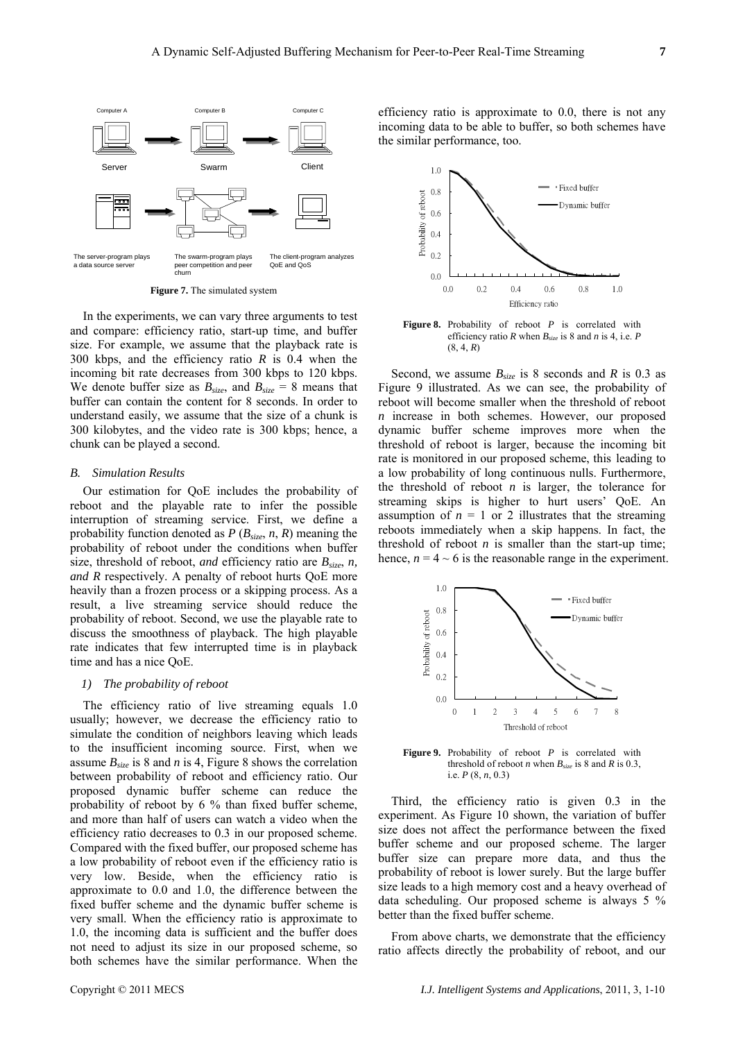Computer A

Computer B

Computer C

Server

Swarm

Client

The server-program plays a data source server

The swarm-program plays peer competition and peer churn

The client-program analyzes QoE and QoS

**Figure 7.** The simulated system

In the experiments, we can vary three arguments to test and compare: efficiency ratio, start-up time, and buffer size. For example, we assume that the playback rate is 300 kbps, and the efficiency ratio $R$ is 0.4 when the incoming bit rate decreases from 300 kbps to 120 kbps. We denote buffer size as $B_{size}$, and $B_{size}$ = 8 means that buffer can contain the content for 8 seconds. In order to understand easily, we assume that the size of a chunk is 300 kilobytes, and the video rate is 300 kbps; hence, a chunk can be played a second.

### *B. Simulation Results*

Our estimation for QoE includes the probability of reboot and the playable rate to infer the possible interruption of streaming service. First, we define a probability function denoted as $P$ ($B_{size}$, $n$, $R$) meaning the probability of reboot under the conditions when buffer size, threshold of reboot, *and* efficiency ratio are $B_{size}$, *n, and R* respectively. A penalty of reboot hurts QoE more heavily than a frozen process or a skipping process. As a result, a live streaming service should reduce the probability of reboot. Second, we use the playable rate to discuss the smoothness of playback. The high playable rate indicates that few interrupted time is in playback time and has a nice QoE.

#### *1) The probability of reboot*

The efficiency ratio of live streaming equals 1.0 usually; however, we decrease the efficiency ratio to simulate the condition of neighbors leaving which leads to the insufficient incoming source. First, when we assume $B_{size}$ is 8 and $n$ is 4, Figure 8 shows the correlation between probability of reboot and efficiency ratio. Our proposed dynamic buffer scheme can reduce the probability of reboot by 6 % than fixed buffer scheme, and more than half of users can watch a video when the efficiency ratio decreases to 0.3 in our proposed scheme. Compared with the fixed buffer, our proposed scheme has a low probability of reboot even if the efficiency ratio is very low. Beside, when the efficiency ratio is approximate to 0.0 and 1.0, the difference between the fixed buffer scheme and the dynamic buffer scheme is very small. When the efficiency ratio is approximate to 1.0, the incoming data is sufficient and the buffer does not need to adjust its size in our proposed scheme, so both schemes have the similar performance. When the efficiency ratio is approximate to 0.0, there is not any incoming data to be able to buffer, so both schemes have the similar performance, too.

Probability of reboot

Efficiency ratio

Fixed buffer

Dynamic buffer

1.0
0.8
0.6
0.4
0.2
0.0

0.0 0.2 0.4 0.6 0.8 1.0

**Figure 8.** Probability of reboot $P$ is correlated with efficiency ratio $R$ when $B_{size}$ is 8 and $n$ is 4, i.e. $P$ (8, 4, $R$)

Second, we assume $B_{size}$ is 8 seconds and $R$ is 0.3 as Figure 9 illustrated. As we can see, the probability of reboot will become smaller when the threshold of reboot $n$ increase in both schemes. However, our proposed dynamic buffer scheme improves more when the threshold of reboot is larger, because the incoming bit rate is monitored in our proposed scheme, this leading to a low probability of long continuous nulls. Furthermore, the threshold of reboot $n$ is larger, the tolerance for streaming skips is higher to hurt users' QoE. An assumption of $n$ = 1 or 2 illustrates that the streaming reboots immediately when a skip happens. In fact, the threshold of reboot $n$ is smaller than the start-up time; hence, $n$ = 4 ~ 6 is the reasonable range in the experiment.

Probability of reboot

Threshold of reboot

Fixed buffer

Dynamic buffer

1.0
0.8
0.6
0.4
0.2
0.0

0 1 2 3 4 5 6 7 8

**Figure 9.** Probability of reboot $P$ is correlated with threshold of reboot $n$ when $B_{size}$ is 8 and $R$ is 0.3, i.e. $P$ (8, $n$, 0.3)

Third, the efficiency ratio is given 0.3 in the experiment. As Figure 10 shown, the variation of buffer size does not affect the performance between the fixed buffer scheme and our proposed scheme. The larger buffer size can prepare more data, and thus the probability of reboot is lower surely. But the large buffer size leads to a high memory cost and a heavy overhead of data scheduling. Our proposed scheme is always 5 % better than the fixed buffer scheme.

From above charts, we demonstrate that the efficiency ratio affects directly the probability of reboot, and our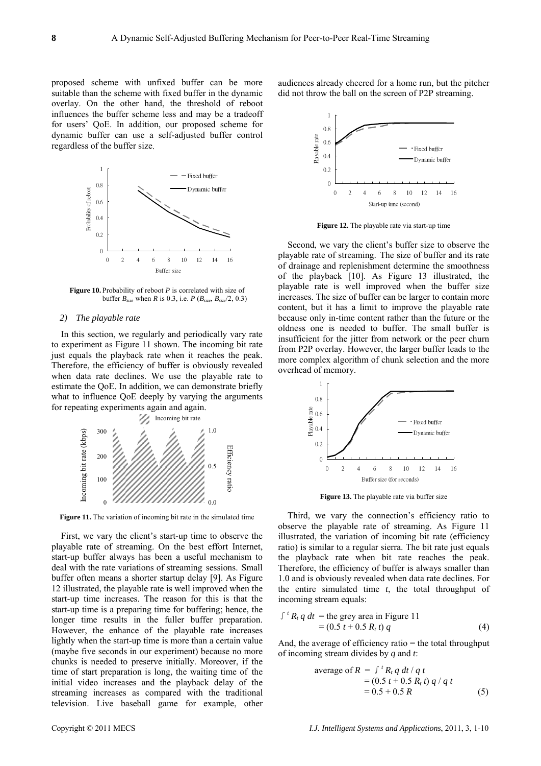proposed scheme with unfixed buffer can be more suitable than the scheme with fixed buffer in the dynamic overlay. On the other hand, the threshold of reboot influences the buffer scheme less and may be a tradeoff for users' QoE. In addition, our proposed scheme for dynamic buffer can use a self-adjusted buffer control regardless of the buffer size.

Probability of reboot
1
0.8
0.6
0.4
0.2
0
0 2 4 6 8 10 12 14 16
Buffer size
Fixed buffer
Dynamic buffer

**Figure 10.** Probability of reboot $P$ is correlated with size of buffer $B_{size}$ when $R$ is 0.3, i.e. $P$ ($B_{size}$, $B_{size}$/2, 0.3)

### *2) The playable rate*

In this section, we regularly and periodically vary rate to experiment as Figure 11 shown. The incoming bit rate just equals the playback rate when it reaches the peak. Therefore, the efficiency of buffer is obviously revealed when data rate declines. We use the playable rate to estimate the QoE. In addition, we can demonstrate briefly what to influence QoE deeply by varying the arguments for repeating experiments again and again.

Incoming bit rate
Incoming bit rate (kbps)
300
200
100
0
Efficiency ratio
1.0
0.5
0.0

**Figure 11.** The variation of incoming bit rate in the simulated time

First, we vary the client's start-up time to observe the playable rate of streaming. On the best effort Internet, start-up buffer always has been a useful mechanism to deal with the rate variations of streaming sessions. Small buffer often means a shorter startup delay [9]. As Figure 12 illustrated, the playable rate is well improved when the start-up time increases. The reason for this is that the start-up time is a preparing time for buffering; hence, the longer time results in the fuller buffer preparation. However, the enhance of the playable rate increases lightly when the start-up time is more than a certain value (maybe five seconds in our experiment) because no more chunks is needed to preserve initially. Moreover, if the time of start preparation is long, the waiting time of the initial video increases and the playback delay of the streaming increases as compared with the traditional television. Live baseball game for example, other audiences already cheered for a home run, but the pitcher did not throw the ball on the screen of P2P streaming.

Playable rate
1
0.8
0.6
0.4
0.2
0
0 2 4 6 8 10 12 14 16
Start-up time (second)
Fixed buffer
Dynamic buffer

**Figure 12.** The playable rate via start-up time

Second, we vary the client's buffer size to observe the playable rate of streaming. The size of buffer and its rate of drainage and replenishment determine the smoothness of the playback [10]. As Figure 13 illustrated, the playable rate is well improved when the buffer size increases. The size of buffer can be larger to contain more content, but it has a limit to improve the playable rate because only in-time content rather than the future or the oldness one is needed to buffer. The small buffer is insufficient for the jitter from network or the peer churn from P2P overlay. However, the larger buffer leads to the more complex algorithm of chunk selection and the more overhead of memory.

Playable rate
1
0.8
0.6
0.4
0.2
0
0 2 4 6 8 10 12 14 16
Buffer size (for seconds)
Fixed buffer
Dynamic buffer

**Figure 13.** The playable rate via buffer size

Third, we vary the connection's efficiency ratio to observe the playable rate of streaming. As Figure 11 illustrated, the variation of incoming bit rate (efficiency ratio) is similar to a regular sierra. The bit rate just equals the playback rate when bit rate reaches the peak. Therefore, the efficiency of buffer is always smaller than 1.0 and is obviously revealed when data rate declines. For the entire simulated time $t$, the total throughput of incoming stream equals:

$$\int^{t} R_t\, q\, dt = \text{the grey area in Figure 11} = (0.5\, t + 0.5\, R_t\, t)\, q \tag{4}$$

And, the average of efficiency ratio = the total throughput of incoming stream divides by $q$ and $t$:

$$\begin{aligned} \text{average of } R &= \int^{t} R_t\, q\, dt \,/\, q\, t \\ &= (0.5\, t + 0.5\, R_t\, t)\, q \,/\, q\, t \\ &= 0.5 + 0.5\, R \end{aligned} \tag{5}$$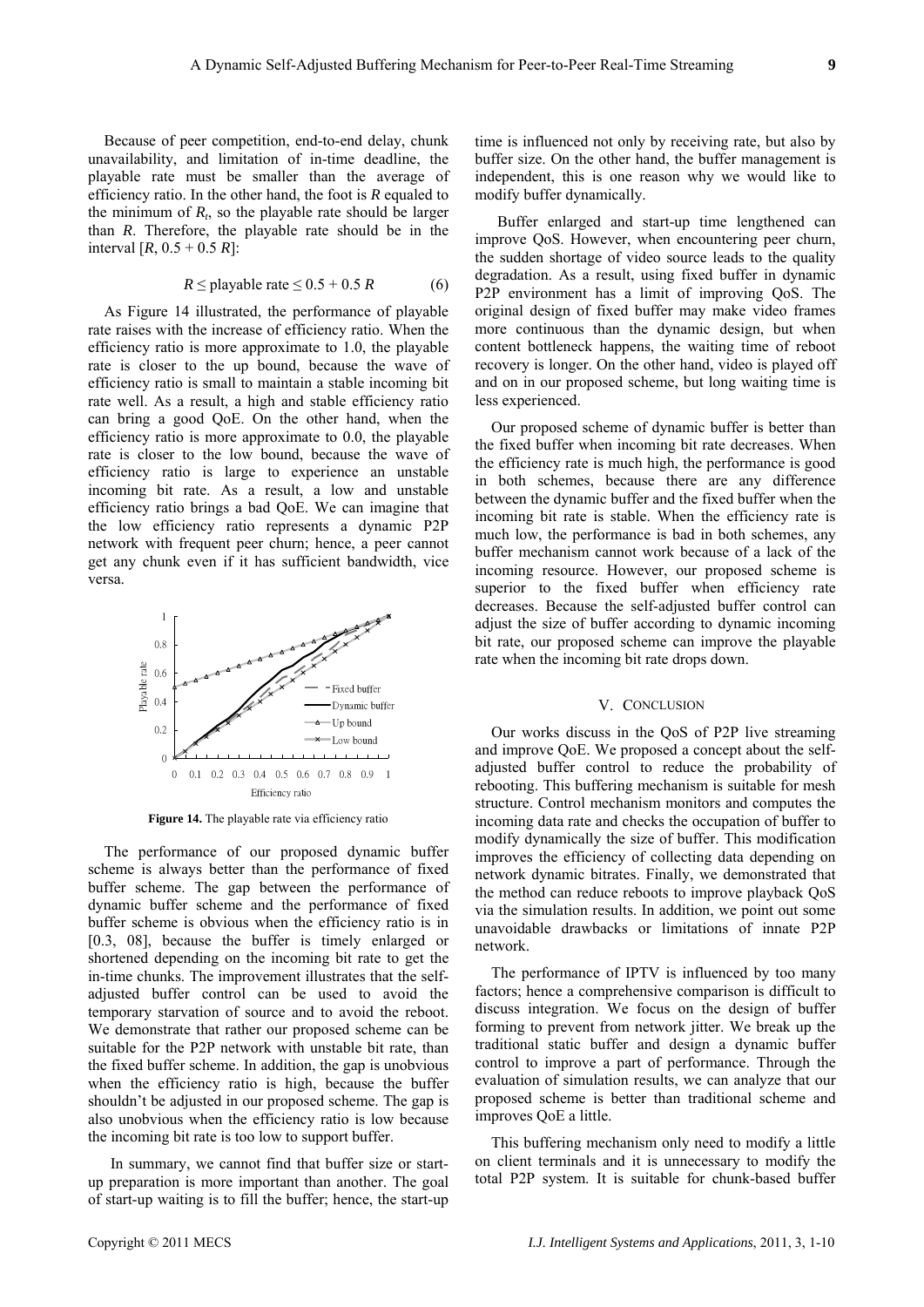Because of peer competition, end-to-end delay, chunk unavailability, and limitation of in-time deadline, the playable rate must be smaller than the average of efficiency ratio. In the other hand, the foot is $R$ equaled to the minimum of $R_t$, so the playable rate should be larger than $R$. Therefore, the playable rate should be in the interval [$R$, 0.5 + 0.5 $R$]:

$$R \leq \text{playable rate} \leq 0.5 + 0.5\,R \tag{6}$$

As Figure 14 illustrated, the performance of playable rate raises with the increase of efficiency ratio. When the efficiency ratio is more approximate to 1.0, the playable rate is closer to the up bound, because the wave of efficiency ratio is small to maintain a stable incoming bit rate well. As a result, a high and stable efficiency ratio can bring a good QoE. On the other hand, when the efficiency ratio is more approximate to 0.0, the playable rate is closer to the low bound, because the wave of efficiency ratio is large to experience an unstable incoming bit rate. As a result, a low and unstable efficiency ratio brings a bad QoE. We can imagine that the low efficiency ratio represents a dynamic P2P network with frequent peer churn; hence, a peer cannot get any chunk even if it has sufficient bandwidth, vice versa.

Playable rate
1
0.8
0.6
0.4
0.2
0
0 0.1 0.2 0.3 0.4 0.5 0.6 0.7 0.8 0.9 1
Efficiency ratio
Fixed buffer
Dynamic buffer
Up bound
Low bound

**Figure 14.** The playable rate via efficiency ratio

The performance of our proposed dynamic buffer scheme is always better than the performance of fixed buffer scheme. The gap between the performance of dynamic buffer scheme and the performance of fixed buffer scheme is obvious when the efficiency ratio is in [0.3, 08], because the buffer is timely enlarged or shortened depending on the incoming bit rate to get the in-time chunks. The improvement illustrates that the self-adjusted buffer control can be used to avoid the temporary starvation of source and to avoid the reboot. We demonstrate that rather our proposed scheme can be suitable for the P2P network with unstable bit rate, than the fixed buffer scheme. In addition, the gap is unobvious when the efficiency ratio is high, because the buffer shouldn't be adjusted in our proposed scheme. The gap is also unobvious when the efficiency ratio is low because the incoming bit rate is too low to support buffer.

In summary, we cannot find that buffer size or start-up preparation is more important than another. The goal of start-up waiting is to fill the buffer; hence, the start-up time is influenced not only by receiving rate, but also by buffer size. On the other hand, the buffer management is independent, this is one reason why we would like to modify buffer dynamically.

Buffer enlarged and start-up time lengthened can improve QoS. However, when encountering peer churn, the sudden shortage of video source leads to the quality degradation. As a result, using fixed buffer in dynamic P2P environment has a limit of improving QoS. The original design of fixed buffer may make video frames more continuous than the dynamic design, but when content bottleneck happens, the waiting time of reboot recovery is longer. On the other hand, video is played off and on in our proposed scheme, but long waiting time is less experienced.

Our proposed scheme of dynamic buffer is better than the fixed buffer when incoming bit rate decreases. When the efficiency rate is much high, the performance is good in both schemes, because there are any difference between the dynamic buffer and the fixed buffer when the incoming bit rate is stable. When the efficiency rate is much low, the performance is bad in both schemes, any buffer mechanism cannot work because of a lack of the incoming resource. However, our proposed scheme is superior to the fixed buffer when efficiency rate decreases. Because the self-adjusted buffer control can adjust the size of buffer according to dynamic incoming bit rate, our proposed scheme can improve the playable rate when the incoming bit rate drops down.

## V. Conclusion

Our works discuss in the QoS of P2P live streaming and improve QoE. We proposed a concept about the self-adjusted buffer control to reduce the probability of rebooting. This buffering mechanism is suitable for mesh structure. Control mechanism monitors and computes the incoming data rate and checks the occupation of buffer to modify dynamically the size of buffer. This modification improves the efficiency of collecting data depending on network dynamic bitrates. Finally, we demonstrated that the method can reduce reboots to improve playback QoS via the simulation results. In addition, we point out some unavoidable drawbacks or limitations of innate P2P network.

The performance of IPTV is influenced by too many factors; hence a comprehensive comparison is difficult to discuss integration. We focus on the design of buffer forming to prevent from network jitter. We break up the traditional static buffer and design a dynamic buffer control to improve a part of performance. Through the evaluation of simulation results, we can analyze that our proposed scheme is better than traditional scheme and improves QoE a little.

This buffering mechanism only need to modify a little on client terminals and it is unnecessary to modify the total P2P system. It is suitable for chunk-based buffer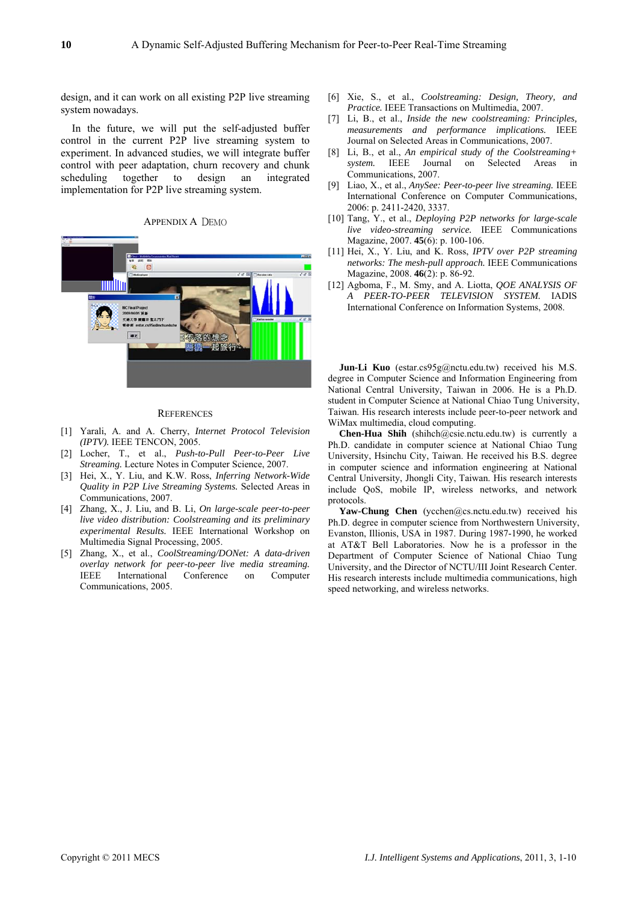design, and it can work on all existing P2P live streaming system nowadays.

In the future, we will put the self-adjusted buffer control in the current P2P live streaming system to experiment. In advanced studies, we will integrate buffer control with peer adaptation, churn recovery and chunk scheduling together to design an integrated implementation for P2P live streaming system.

## Appendix A Demo

## References

[1] Yarali, A. and A. Cherry, *Internet Protocol Television (IPTV).* IEEE TENCON, 2005.

[2] Locher, T., et al., *Push-to-Pull Peer-to-Peer Live Streaming.* Lecture Notes in Computer Science, 2007.

[3] Hei, X., Y. Liu, and K.W. Ross, *Inferring Network-Wide Quality in P2P Live Streaming Systems.* Selected Areas in Communications, 2007.

[4] Zhang, X., J. Liu, and B. Li, *On large-scale peer-to-peer live video distribution: Coolstreaming and its preliminary experimental Results.* IEEE International Workshop on Multimedia Signal Processing, 2005.

[5] Zhang, X., et al., *CoolStreaming/DONet: A data-driven overlay network for peer-to-peer live media streaming.* IEEE International Conference on Computer Communications, 2005.

[6] Xie, S., et al., *Coolstreaming: Design, Theory, and Practice.* IEEE Transactions on Multimedia, 2007.

[7] Li, B., et al., *Inside the new coolstreaming: Principles, measurements and performance implications.* IEEE Journal on Selected Areas in Communications, 2007.

[8] Li, B., et al., *An empirical study of the Coolstreaming+ system.* IEEE Journal on Selected Areas in Communications, 2007.

[9] Liao, X., et al., *AnySee: Peer-to-peer live streaming.* IEEE International Conference on Computer Communications, 2006: p. 2411-2420, 3337.

[10] Tang, Y., et al., *Deploying P2P networks for large-scale live video-streaming service.* IEEE Communications Magazine, 2007. **45**(6): p. 100-106.

[11] Hei, X., Y. Liu, and K. Ross, *IPTV over P2P streaming networks: The mesh-pull approach.* IEEE Communications Magazine, 2008. **46**(2): p. 86-92.

[12] Agboma, F., M. Smy, and A. Liotta, *QOE ANALYSIS OF A PEER-TO-PEER TELEVISION SYSTEM.* IADIS International Conference on Information Systems, 2008.

**Jun-Li Kuo** (estar.cs95g@nctu.edu.tw) received his M.S. degree in Computer Science and Information Engineering from National Central University, Taiwan in 2006. He is a Ph.D. student in Computer Science at National Chiao Tung University, Taiwan. His research interests include peer-to-peer network and WiMax multimedia, cloud computing.

**Chen-Hua Shih** (shihch@csie.nctu.edu.tw) is currently a Ph.D. candidate in computer science at National Chiao Tung University, Hsinchu City, Taiwan. He received his B.S. degree in computer science and information engineering at National Central University, Jhongli City, Taiwan. His research interests include QoS, mobile IP, wireless networks, and network protocols.

**Yaw-Chung Chen** (ycchen@cs.nctu.edu.tw) received his Ph.D. degree in computer science from Northwestern University, Evanston, Illionis, USA in 1987. During 1987-1990, he worked at AT&T Bell Laboratories. Now he is a professor in the Department of Computer Science of National Chiao Tung University, and the Director of NCTU/III Joint Research Center. His research interests include multimedia communications, high speed networking, and wireless networks.